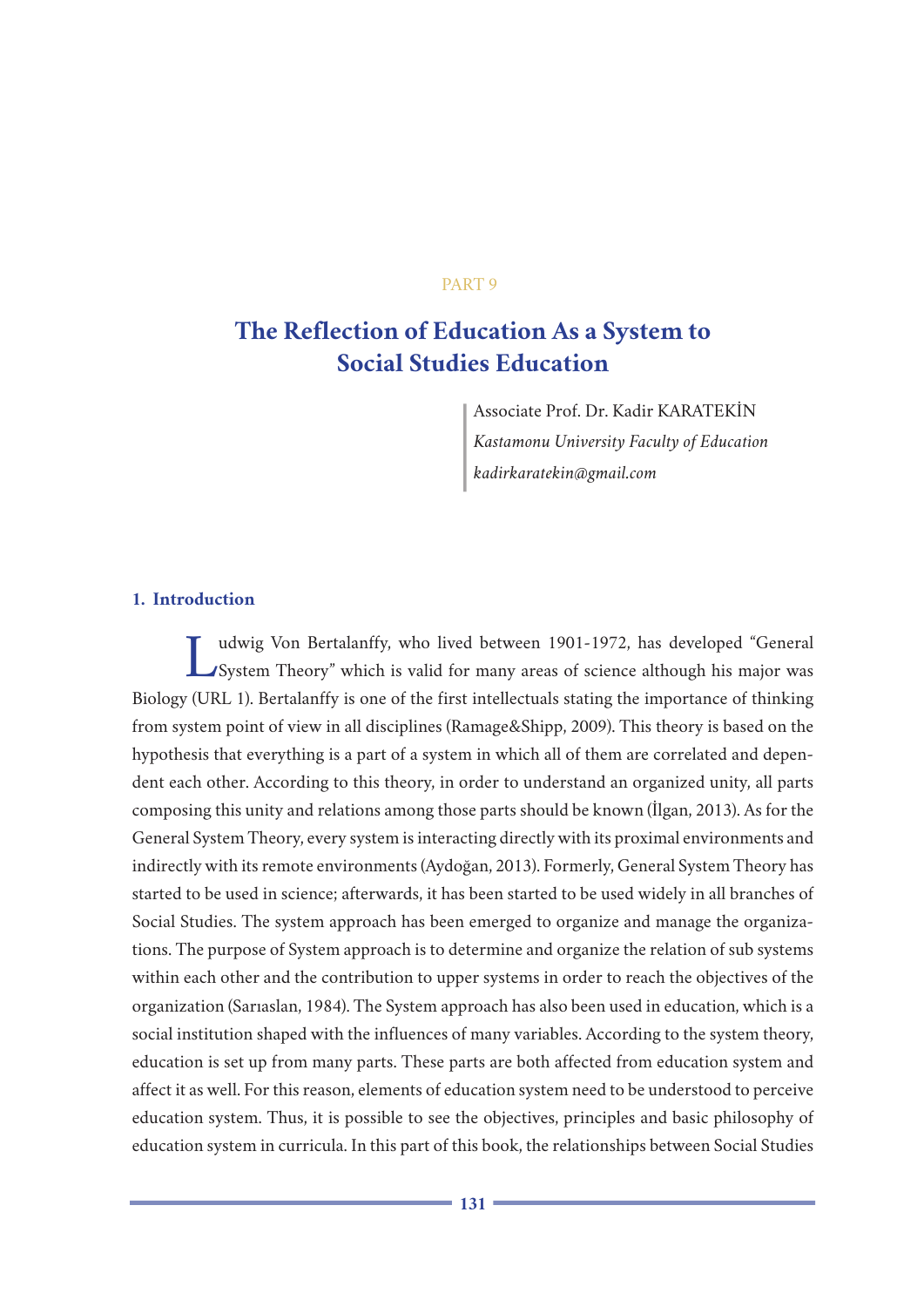PART 9

# The Reflection of Education As a System to Social Studies Education

Associate Prof. Dr. Kadir KARATEKİN

*Kastamonu University Faculty of Education*

*kadirkaratekin@gmail.com*

## 1. Introduction

Ludwig Von Bertalanffy, who lived between 1901-1972, has developed "General System Theory" which is valid for many areas of science although his major was Biology (URL 1). Bertalanffy is one of the first intellectuals stating the importance of thinking from system point of view in all disciplines (Ramage&Shipp, 2009). This theory is based on the hypothesis that everything is a part of a system in which all of them are correlated and dependent each other. According to this theory, in order to understand an organized unity, all parts composing this unity and relations among those parts should be known (İlgan, 2013). As for the General System Theory, every system is interacting directly with its proximal environments and indirectly with its remote environments (Aydoğan, 2013). Formerly, General System Theory has started to be used in science; afterwards, it has been started to be used widely in all branches of Social Studies. The system approach has been emerged to organize and manage the organizations. The purpose of System approach is to determine and organize the relation of sub systems within each other and the contribution to upper systems in order to reach the objectives of the organization (Sarıaslan, 1984). The System approach has also been used in education, which is a social institution shaped with the influences of many variables. According to the system theory, education is set up from many parts. These parts are both affected from education system and affect it as well. For this reason, elements of education system need to be understood to perceive education system. Thus, it is possible to see the objectives, principles and basic philosophy of education system in curricula. In this part of this book, the relationships between Social Studies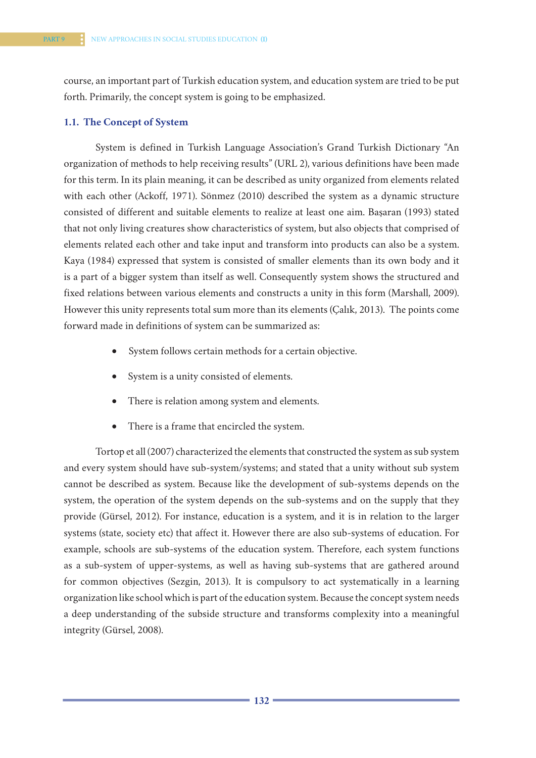course, an important part of Turkish education system, and education system are tried to be put forth. Primarily, the concept system is going to be emphasized.

### 1.1. The Concept of System

System is defined in Turkish Language Association's Grand Turkish Dictionary "An organization of methods to help receiving results" (URL 2), various definitions have been made for this term. In its plain meaning, it can be described as unity organized from elements related with each other (Ackoff, 1971). Sönmez (2010) described the system as a dynamic structure consisted of different and suitable elements to realize at least one aim. Başaran (1993) stated that not only living creatures show characteristics of system, but also objects that comprised of elements related each other and take input and transform into products can also be a system. Kaya (1984) expressed that system is consisted of smaller elements than its own body and it is a part of a bigger system than itself as well. Consequently system shows the structured and fixed relations between various elements and constructs a unity in this form (Marshall, 2009). However this unity represents total sum more than its elements (Çalık, 2013). The points come forward made in definitions of system can be summarized as:

- System follows certain methods for a certain objective.
- System is a unity consisted of elements.
- There is relation among system and elements.
- There is a frame that encircled the system.

Tortop et all (2007) characterized the elements that constructed the system as sub system and every system should have sub-system/systems; and stated that a unity without sub system cannot be described as system. Because like the development of sub-systems depends on the system, the operation of the system depends on the sub-systems and on the supply that they provide (Gürsel, 2012). For instance, education is a system, and it is in relation to the larger systems (state, society etc) that affect it. However there are also sub-systems of education. For example, schools are sub-systems of the education system. Therefore, each system functions as a sub-system of upper-systems, as well as having sub-systems that are gathered around for common objectives (Sezgin, 2013). It is compulsory to act systematically in a learning organization like school which is part of the education system. Because the concept system needs a deep understanding of the subside structure and transforms complexity into a meaningful integrity (Gürsel, 2008).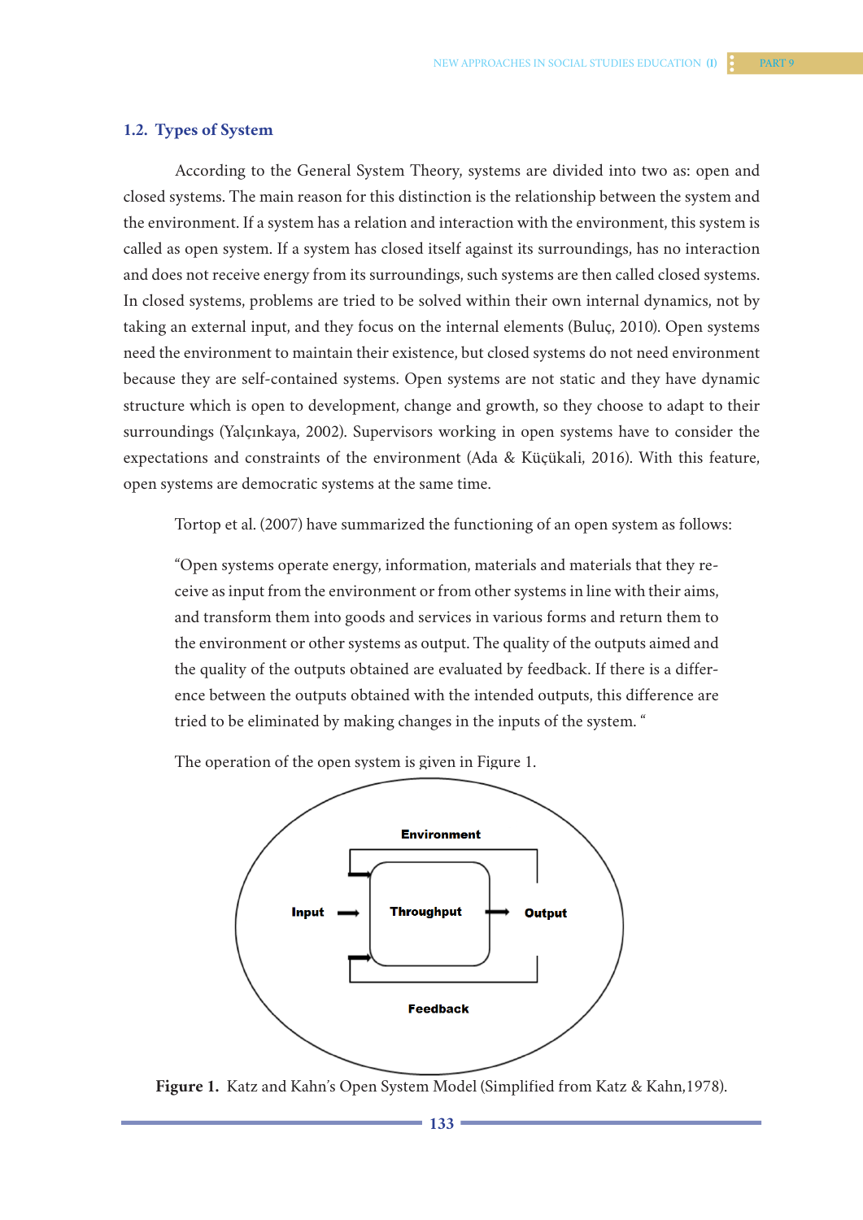## 1.2. Types of System

According to the General System Theory, systems are divided into two as: open and closed systems. The main reason for this distinction is the relationship between the system and the environment. If a system has a relation and interaction with the environment, this system is called as open system. If a system has closed itself against its surroundings, has no interaction and does not receive energy from its surroundings, such systems are then called closed systems. In closed systems, problems are tried to be solved within their own internal dynamics, not by taking an external input, and they focus on the internal elements (Buluç, 2010). Open systems need the environment to maintain their existence, but closed systems do not need environment because they are self-contained systems. Open systems are not static and they have dynamic structure which is open to development, change and growth, so they choose to adapt to their surroundings (Yalçınkaya, 2002). Supervisors working in open systems have to consider the expectations and constraints of the environment (Ada & Küçükali, 2016). With this feature, open systems are democratic systems at the same time.

Tortop et al. (2007) have summarized the functioning of an open system as follows:

> "Open systems operate energy, information, materials and materials that they receive as input from the environment or from other systems in line with their aims, and transform them into goods and services in various forms and return them to the environment or other systems as output. The quality of the outputs aimed and the quality of the outputs obtained are evaluated by feedback. If there is a difference between the outputs obtained with the intended outputs, this difference are tried to be eliminated by making changes in the inputs of the system. "

The operation of the open system is given in Figure 1.

Environment

Input → Throughput → Output

Feedback

**Figure 1.** Katz and Kahn's Open System Model (Simplified from Katz & Kahn,1978).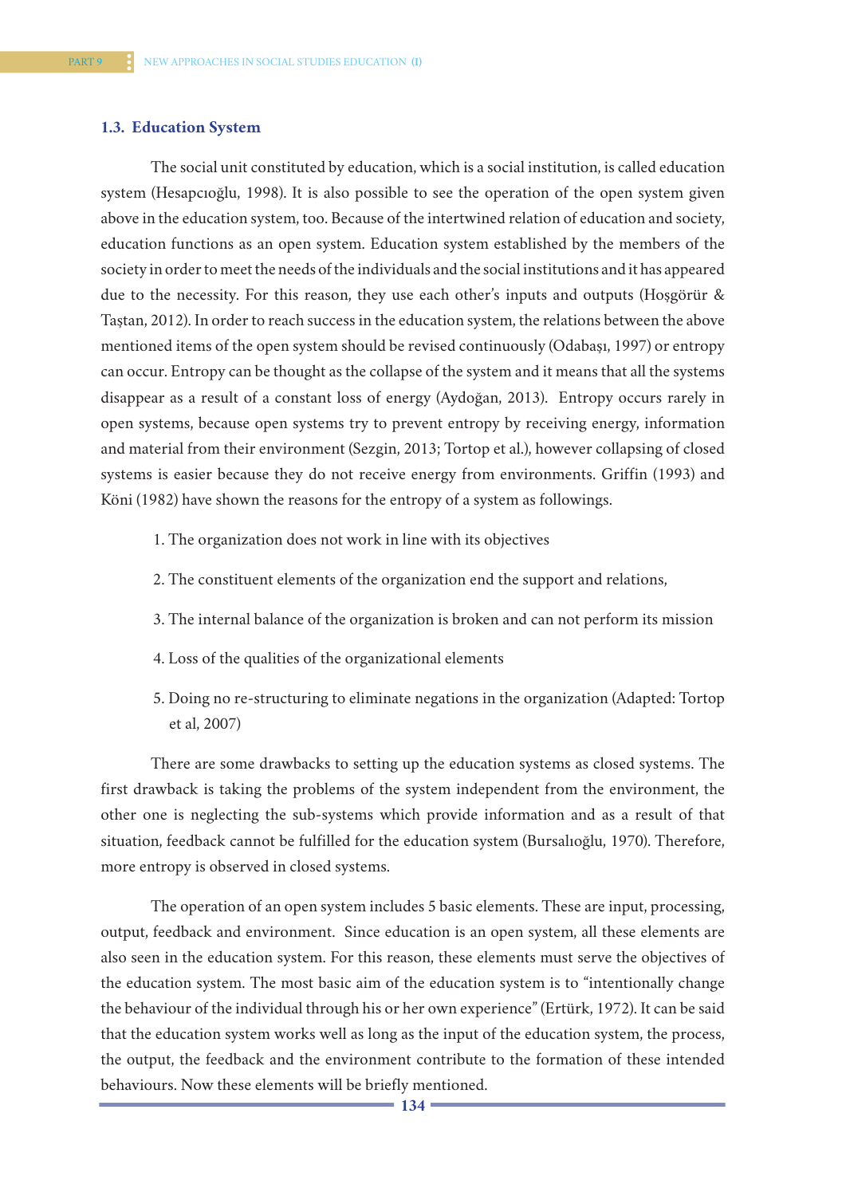### 1.3. Education System

The social unit constituted by education, which is a social institution, is called education system (Hesapcıoğlu, 1998). It is also possible to see the operation of the open system given above in the education system, too. Because of the intertwined relation of education and society, education functions as an open system. Education system established by the members of the society in order to meet the needs of the individuals and the social institutions and it has appeared due to the necessity. For this reason, they use each other's inputs and outputs (Hoşgörür & Taştan, 2012). In order to reach success in the education system, the relations between the above mentioned items of the open system should be revised continuously (Odabaşı, 1997) or entropy can occur. Entropy can be thought as the collapse of the system and it means that all the systems disappear as a result of a constant loss of energy (Aydoğan, 2013). Entropy occurs rarely in open systems, because open systems try to prevent entropy by receiving energy, information and material from their environment (Sezgin, 2013; Tortop et al.), however collapsing of closed systems is easier because they do not receive energy from environments. Griffin (1993) and Köni (1982) have shown the reasons for the entropy of a system as followings.

1. The organization does not work in line with its objectives
2. The constituent elements of the organization end the support and relations,
3. The internal balance of the organization is broken and can not perform its mission
4. Loss of the qualities of the organizational elements
5. Doing no re-structuring to eliminate negations in the organization (Adapted: Tortop et al, 2007)

There are some drawbacks to setting up the education systems as closed systems. The first drawback is taking the problems of the system independent from the environment, the other one is neglecting the sub-systems which provide information and as a result of that situation, feedback cannot be fulfilled for the education system (Bursalıoğlu, 1970). Therefore, more entropy is observed in closed systems.

The operation of an open system includes 5 basic elements. These are input, processing, output, feedback and environment. Since education is an open system, all these elements are also seen in the education system. For this reason, these elements must serve the objectives of the education system. The most basic aim of the education system is to "intentionally change the behaviour of the individual through his or her own experience" (Ertürk, 1972). It can be said that the education system works well as long as the input of the education system, the process, the output, the feedback and the environment contribute to the formation of these intended behaviours. Now these elements will be briefly mentioned.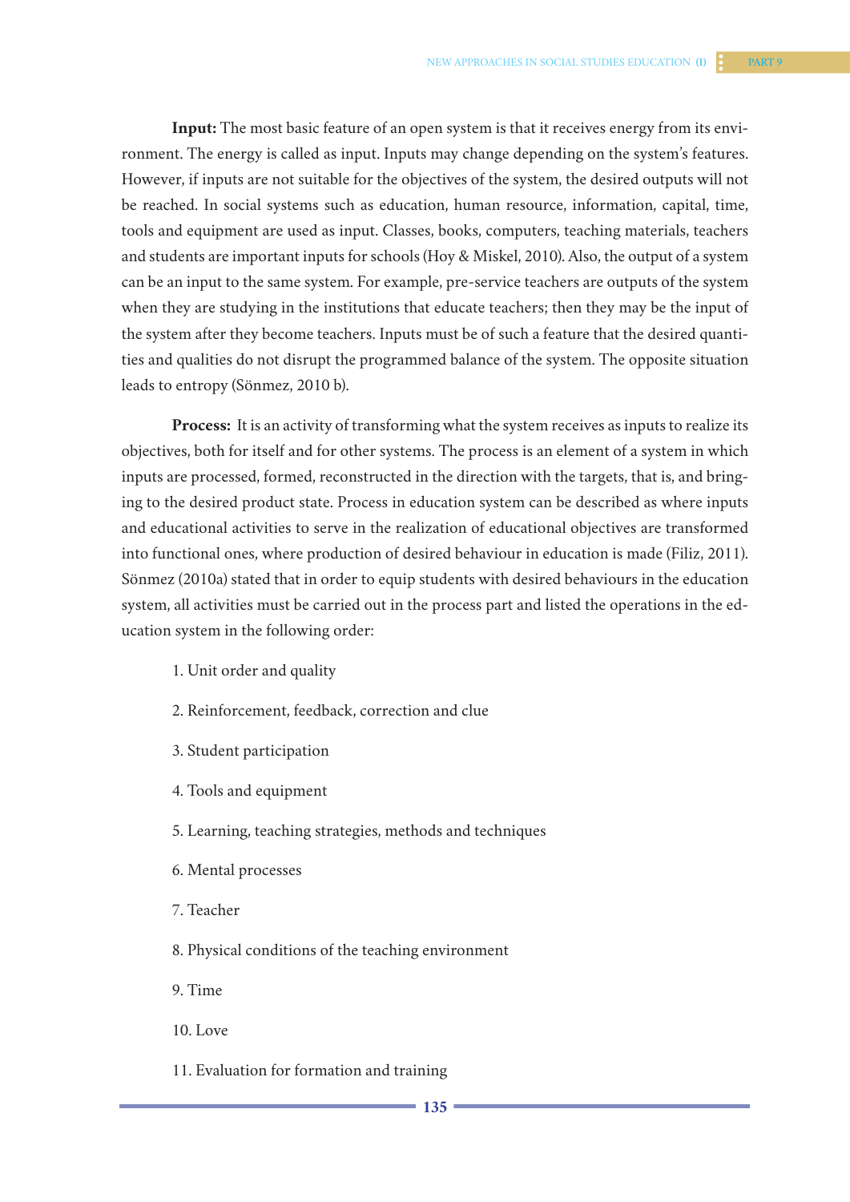**Input:** The most basic feature of an open system is that it receives energy from its environment. The energy is called as input. Inputs may change depending on the system's features. However, if inputs are not suitable for the objectives of the system, the desired outputs will not be reached. In social systems such as education, human resource, information, capital, time, tools and equipment are used as input. Classes, books, computers, teaching materials, teachers and students are important inputs for schools (Hoy & Miskel, 2010). Also, the output of a system can be an input to the same system. For example, pre-service teachers are outputs of the system when they are studying in the institutions that educate teachers; then they may be the input of the system after they become teachers. Inputs must be of such a feature that the desired quantities and qualities do not disrupt the programmed balance of the system. The opposite situation leads to entropy (Sönmez, 2010 b).

**Process:** It is an activity of transforming what the system receives as inputs to realize its objectives, both for itself and for other systems. The process is an element of a system in which inputs are processed, formed, reconstructed in the direction with the targets, that is, and bringing to the desired product state. Process in education system can be described as where inputs and educational activities to serve in the realization of educational objectives are transformed into functional ones, where production of desired behaviour in education is made (Filiz, 2011). Sönmez (2010a) stated that in order to equip students with desired behaviours in the education system, all activities must be carried out in the process part and listed the operations in the education system in the following order:

1. Unit order and quality
2. Reinforcement, feedback, correction and clue
3. Student participation
4. Tools and equipment
5. Learning, teaching strategies, methods and techniques
6. Mental processes
7. Teacher
8. Physical conditions of the teaching environment
9. Time
10. Love
11. Evaluation for formation and training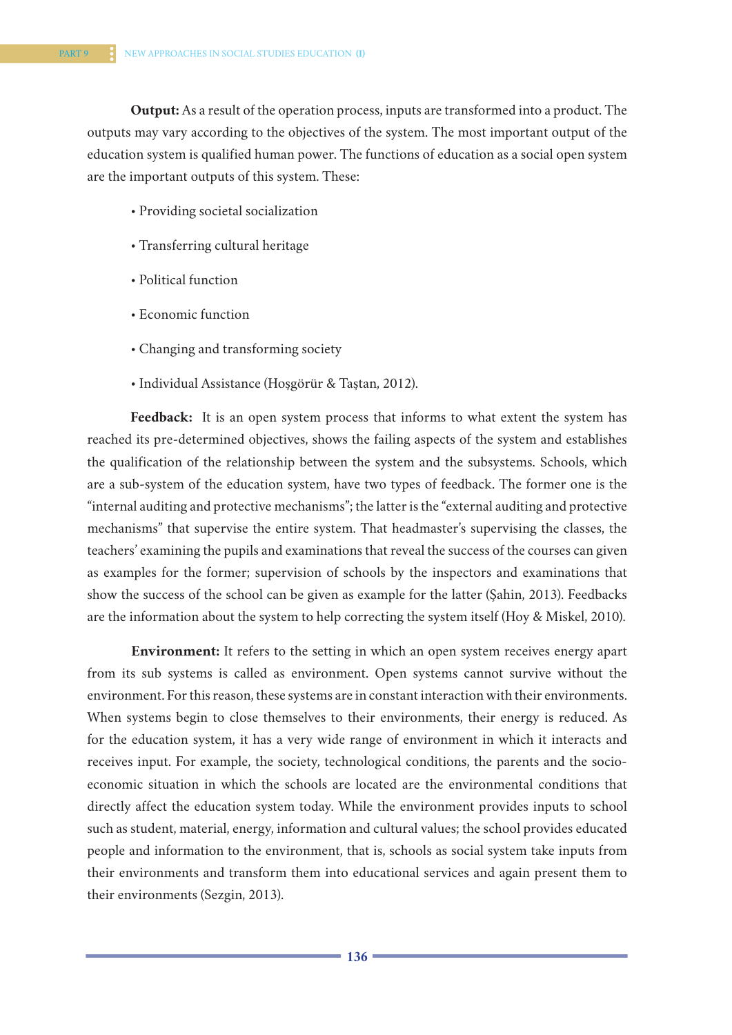**Output:** As a result of the operation process, inputs are transformed into a product. The outputs may vary according to the objectives of the system. The most important output of the education system is qualified human power. The functions of education as a social open system are the important outputs of this system. These:

- Providing societal socialization
- Transferring cultural heritage
- Political function
- Economic function
- Changing and transforming society
- Individual Assistance (Hoşgörür & Taştan, 2012).

**Feedback:** It is an open system process that informs to what extent the system has reached its pre-determined objectives, shows the failing aspects of the system and establishes the qualification of the relationship between the system and the subsystems. Schools, which are a sub-system of the education system, have two types of feedback. The former one is the "internal auditing and protective mechanisms"; the latter is the "external auditing and protective mechanisms" that supervise the entire system. That headmaster's supervising the classes, the teachers' examining the pupils and examinations that reveal the success of the courses can given as examples for the former; supervision of schools by the inspectors and examinations that show the success of the school can be given as example for the latter (Şahin, 2013). Feedbacks are the information about the system to help correcting the system itself (Hoy & Miskel, 2010).

**Environment:** It refers to the setting in which an open system receives energy apart from its sub systems is called as environment. Open systems cannot survive without the environment. For this reason, these systems are in constant interaction with their environments. When systems begin to close themselves to their environments, their energy is reduced. As for the education system, it has a very wide range of environment in which it interacts and receives input. For example, the society, technological conditions, the parents and the socio-economic situation in which the schools are located are the environmental conditions that directly affect the education system today. While the environment provides inputs to school such as student, material, energy, information and cultural values; the school provides educated people and information to the environment, that is, schools as social system take inputs from their environments and transform them into educational services and again present them to their environments (Sezgin, 2013).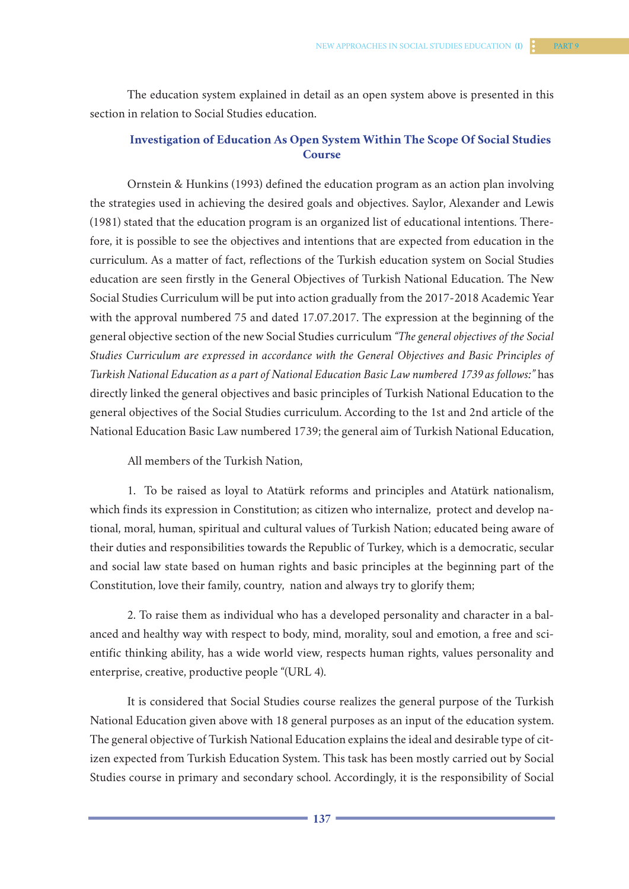The education system explained in detail as an open system above is presented in this section in relation to Social Studies education.

## Investigation of Education As Open System Within The Scope Of Social Studies Course

Ornstein & Hunkins (1993) defined the education program as an action plan involving the strategies used in achieving the desired goals and objectives. Saylor, Alexander and Lewis (1981) stated that the education program is an organized list of educational intentions. Therefore, it is possible to see the objectives and intentions that are expected from education in the curriculum. As a matter of fact, reflections of the Turkish education system on Social Studies education are seen firstly in the General Objectives of Turkish National Education. The New Social Studies Curriculum will be put into action gradually from the 2017-2018 Academic Year with the approval numbered 75 and dated 17.07.2017. The expression at the beginning of the general objective section of the new Social Studies curriculum *"The general objectives of the Social Studies Curriculum are expressed in accordance with the General Objectives and Basic Principles of Turkish National Education as a part of National Education Basic Law numbered 1739 as follows:"* has directly linked the general objectives and basic principles of Turkish National Education to the general objectives of the Social Studies curriculum. According to the 1st and 2nd article of the National Education Basic Law numbered 1739; the general aim of Turkish National Education,

All members of the Turkish Nation,

1. To be raised as loyal to Atatürk reforms and principles and Atatürk nationalism, which finds its expression in Constitution; as citizen who internalize, protect and develop national, moral, human, spiritual and cultural values of Turkish Nation; educated being aware of their duties and responsibilities towards the Republic of Turkey, which is a democratic, secular and social law state based on human rights and basic principles at the beginning part of the Constitution, love their family, country, nation and always try to glorify them;

2. To raise them as individual who has a developed personality and character in a balanced and healthy way with respect to body, mind, morality, soul and emotion, a free and scientific thinking ability, has a wide world view, respects human rights, values personality and enterprise, creative, productive people "(URL 4).

It is considered that Social Studies course realizes the general purpose of the Turkish National Education given above with 18 general purposes as an input of the education system. The general objective of Turkish National Education explains the ideal and desirable type of citizen expected from Turkish Education System. This task has been mostly carried out by Social Studies course in primary and secondary school. Accordingly, it is the responsibility of Social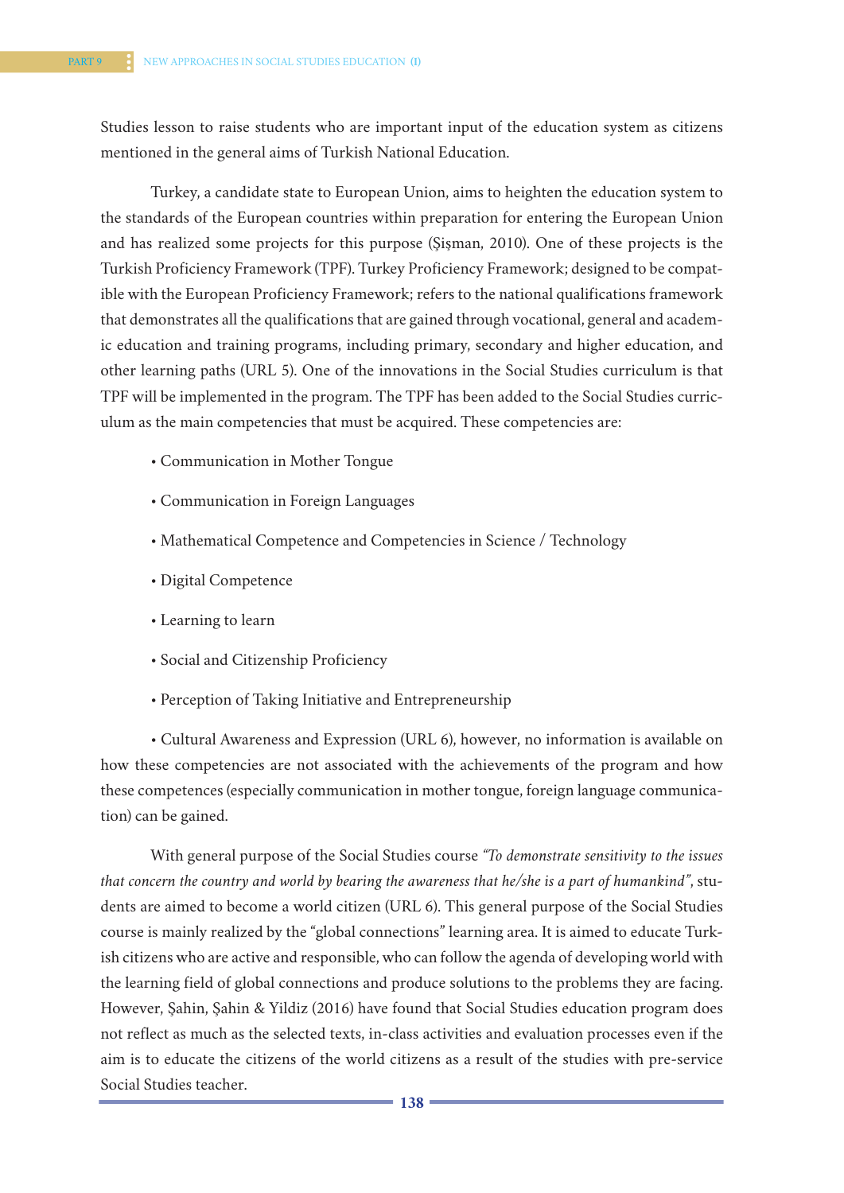Studies lesson to raise students who are important input of the education system as citizens mentioned in the general aims of Turkish National Education.

Turkey, a candidate state to European Union, aims to heighten the education system to the standards of the European countries within preparation for entering the European Union and has realized some projects for this purpose (Şişman, 2010). One of these projects is the Turkish Proficiency Framework (TPF). Turkey Proficiency Framework; designed to be compatible with the European Proficiency Framework; refers to the national qualifications framework that demonstrates all the qualifications that are gained through vocational, general and academic education and training programs, including primary, secondary and higher education, and other learning paths (URL 5). One of the innovations in the Social Studies curriculum is that TPF will be implemented in the program. The TPF has been added to the Social Studies curriculum as the main competencies that must be acquired. These competencies are:

• Communication in Mother Tongue

• Communication in Foreign Languages

• Mathematical Competence and Competencies in Science / Technology

• Digital Competence

• Learning to learn

• Social and Citizenship Proficiency

• Perception of Taking Initiative and Entrepreneurship

• Cultural Awareness and Expression (URL 6), however, no information is available on how these competencies are not associated with the achievements of the program and how these competences (especially communication in mother tongue, foreign language communication) can be gained.

With general purpose of the Social Studies course *"To demonstrate sensitivity to the issues that concern the country and world by bearing the awareness that he/she is a part of humankind"*, students are aimed to become a world citizen (URL 6). This general purpose of the Social Studies course is mainly realized by the "global connections" learning area. It is aimed to educate Turkish citizens who are active and responsible, who can follow the agenda of developing world with the learning field of global connections and produce solutions to the problems they are facing. However, Şahin, Şahin & Yildiz (2016) have found that Social Studies education program does not reflect as much as the selected texts, in-class activities and evaluation processes even if the aim is to educate the citizens of the world citizens as a result of the studies with pre-service Social Studies teacher.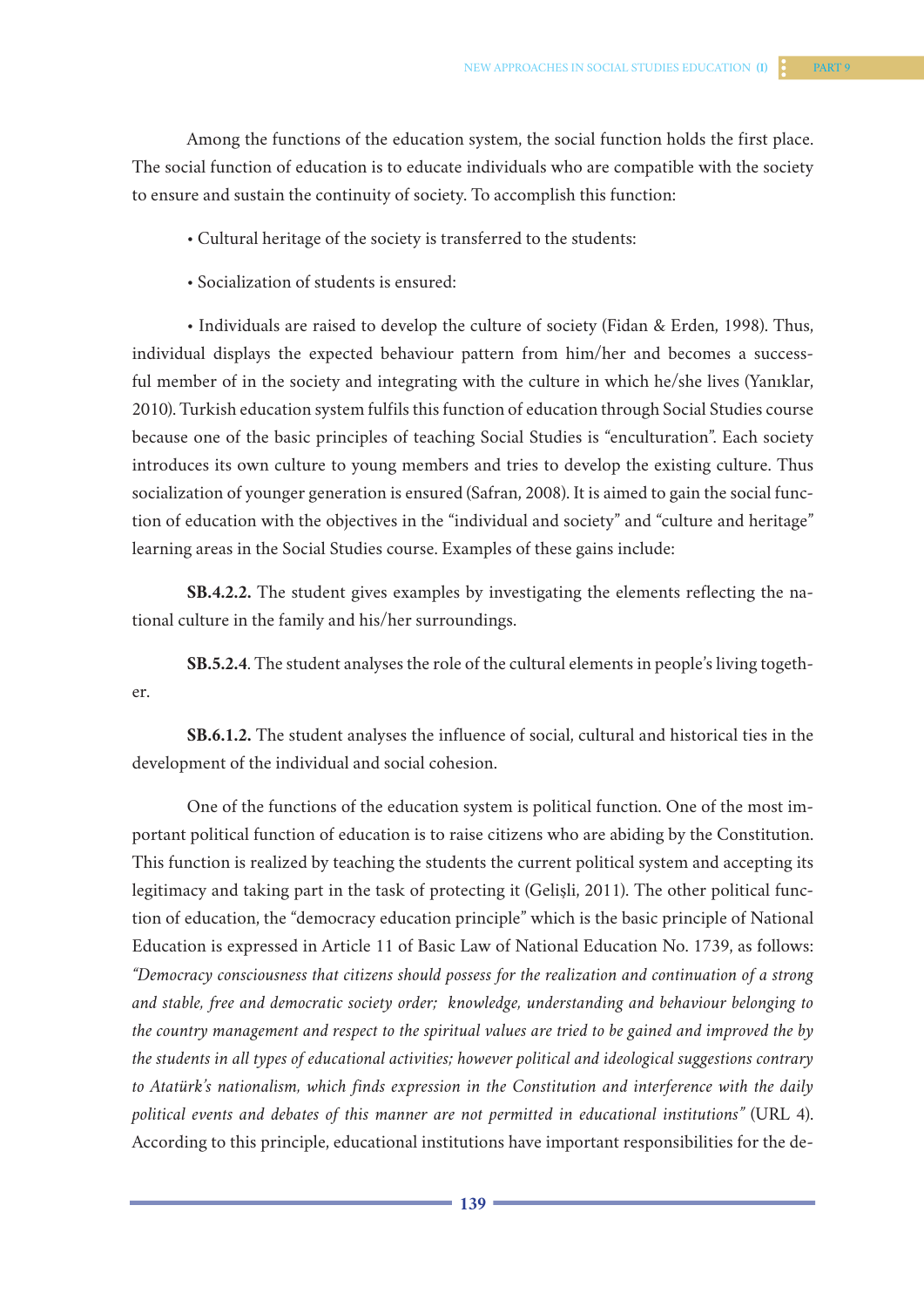Among the functions of the education system, the social function holds the first place. The social function of education is to educate individuals who are compatible with the society to ensure and sustain the continuity of society. To accomplish this function:

• Cultural heritage of the society is transferred to the students:

• Socialization of students is ensured:

• Individuals are raised to develop the culture of society (Fidan & Erden, 1998). Thus, individual displays the expected behaviour pattern from him/her and becomes a successful member of in the society and integrating with the culture in which he/she lives (Yanıklar, 2010). Turkish education system fulfils this function of education through Social Studies course because one of the basic principles of teaching Social Studies is "enculturation". Each society introduces its own culture to young members and tries to develop the existing culture. Thus socialization of younger generation is ensured (Safran, 2008). It is aimed to gain the social function of education with the objectives in the "individual and society" and "culture and heritage" learning areas in the Social Studies course. Examples of these gains include:

**SB.4.2.2.** The student gives examples by investigating the elements reflecting the national culture in the family and his/her surroundings.

**SB.5.2.4**. The student analyses the role of the cultural elements in people's living together.

**SB.6.1.2.** The student analyses the influence of social, cultural and historical ties in the development of the individual and social cohesion.

One of the functions of the education system is political function. One of the most important political function of education is to raise citizens who are abiding by the Constitution. This function is realized by teaching the students the current political system and accepting its legitimacy and taking part in the task of protecting it (Gelişli, 2011). The other political function of education, the "democracy education principle" which is the basic principle of National Education is expressed in Article 11 of Basic Law of National Education No. 1739, as follows: *"Democracy consciousness that citizens should possess for the realization and continuation of a strong and stable, free and democratic society order; knowledge, understanding and behaviour belonging to the country management and respect to the spiritual values are tried to be gained and improved the by the students in all types of educational activities; however political and ideological suggestions contrary to Atatürk's nationalism, which finds expression in the Constitution and interference with the daily political events and debates of this manner are not permitted in educational institutions"* (URL 4). According to this principle, educational institutions have important responsibilities for the de-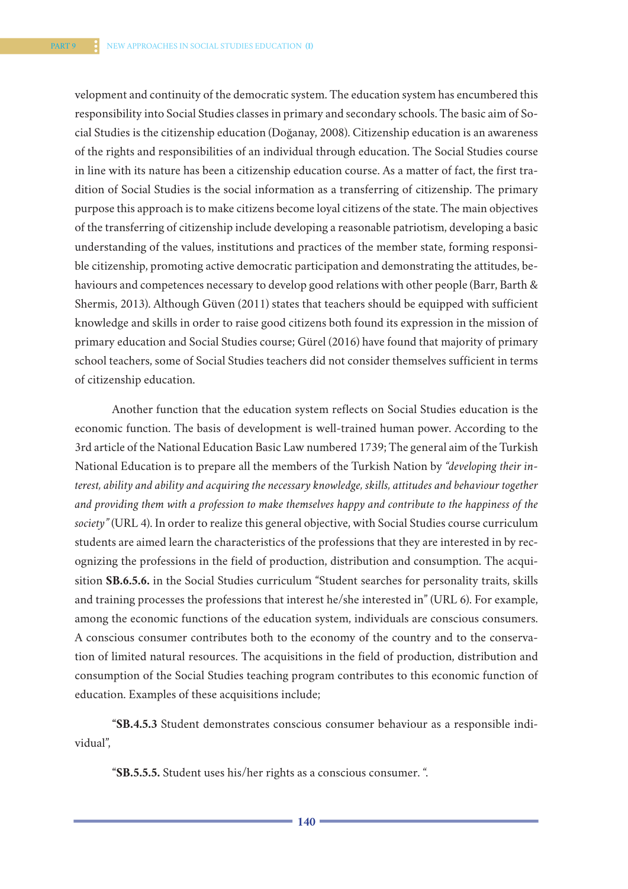velopment and continuity of the democratic system. The education system has encumbered this responsibility into Social Studies classes in primary and secondary schools. The basic aim of Social Studies is the citizenship education (Doğanay, 2008). Citizenship education is an awareness of the rights and responsibilities of an individual through education. The Social Studies course in line with its nature has been a citizenship education course. As a matter of fact, the first tradition of Social Studies is the social information as a transferring of citizenship. The primary purpose this approach is to make citizens become loyal citizens of the state. The main objectives of the transferring of citizenship include developing a reasonable patriotism, developing a basic understanding of the values, institutions and practices of the member state, forming responsible citizenship, promoting active democratic participation and demonstrating the attitudes, behaviours and competences necessary to develop good relations with other people (Barr, Barth & Shermis, 2013). Although Güven (2011) states that teachers should be equipped with sufficient knowledge and skills in order to raise good citizens both found its expression in the mission of primary education and Social Studies course; Gürel (2016) have found that majority of primary school teachers, some of Social Studies teachers did not consider themselves sufficient in terms of citizenship education.

Another function that the education system reflects on Social Studies education is the economic function. The basis of development is well-trained human power. According to the 3rd article of the National Education Basic Law numbered 1739; The general aim of the Turkish National Education is to prepare all the members of the Turkish Nation by *"developing their interest, ability and ability and acquiring the necessary knowledge, skills, attitudes and behaviour together and providing them with a profession to make themselves happy and contribute to the happiness of the society"* (URL 4). In order to realize this general objective, with Social Studies course curriculum students are aimed learn the characteristics of the professions that they are interested in by recognizing the professions in the field of production, distribution and consumption. The acquisition **SB.6.5.6.** in the Social Studies curriculum "Student searches for personality traits, skills and training processes the professions that interest he/she interested in" (URL 6). For example, among the economic functions of the education system, individuals are conscious consumers. A conscious consumer contributes both to the economy of the country and to the conservation of limited natural resources. The acquisitions in the field of production, distribution and consumption of the Social Studies teaching program contributes to this economic function of education. Examples of these acquisitions include;

"**SB.4.5.3** Student demonstrates conscious consumer behaviour as a responsible individual",

"**SB.5.5.5.** Student uses his/her rights as a conscious consumer. ".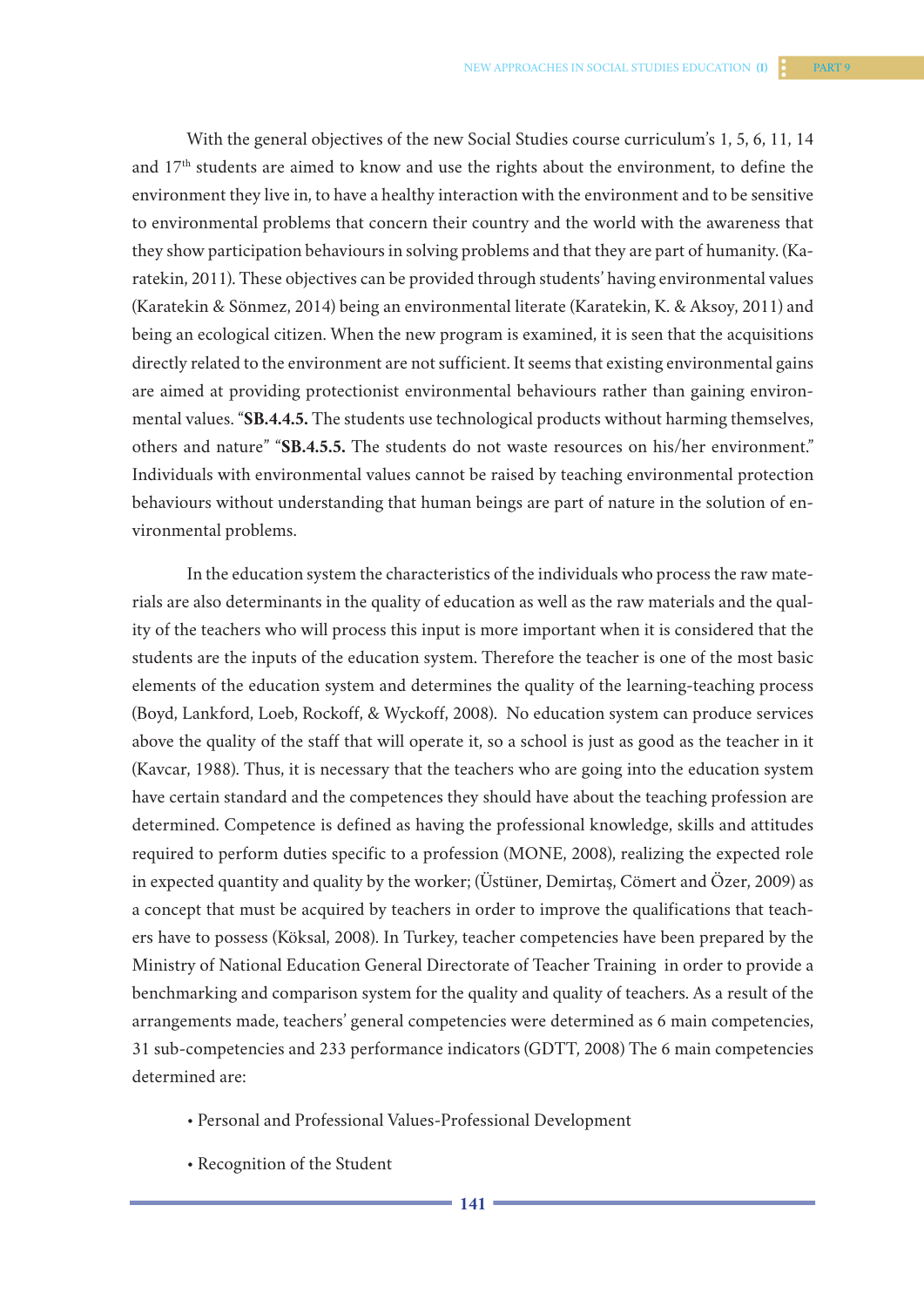With the general objectives of the new Social Studies course curriculum's 1, 5, 6, 11, 14 and 17th students are aimed to know and use the rights about the environment, to define the environment they live in, to have a healthy interaction with the environment and to be sensitive to environmental problems that concern their country and the world with the awareness that they show participation behaviours in solving problems and that they are part of humanity. (Karatekin, 2011). These objectives can be provided through students' having environmental values (Karatekin & Sönmez, 2014) being an environmental literate (Karatekin, K. & Aksoy, 2011) and being an ecological citizen. When the new program is examined, it is seen that the acquisitions directly related to the environment are not sufficient. It seems that existing environmental gains are aimed at providing protectionist environmental behaviours rather than gaining environmental values. "**SB.4.4.5.** The students use technological products without harming themselves, others and nature" "**SB.4.5.5.** The students do not waste resources on his/her environment." Individuals with environmental values cannot be raised by teaching environmental protection behaviours without understanding that human beings are part of nature in the solution of environmental problems.

In the education system the characteristics of the individuals who process the raw materials are also determinants in the quality of education as well as the raw materials and the quality of the teachers who will process this input is more important when it is considered that the students are the inputs of the education system. Therefore the teacher is one of the most basic elements of the education system and determines the quality of the learning-teaching process (Boyd, Lankford, Loeb, Rockoff, & Wyckoff, 2008). No education system can produce services above the quality of the staff that will operate it, so a school is just as good as the teacher in it (Kavcar, 1988). Thus, it is necessary that the teachers who are going into the education system have certain standard and the competences they should have about the teaching profession are determined. Competence is defined as having the professional knowledge, skills and attitudes required to perform duties specific to a profession (MONE, 2008), realizing the expected role in expected quantity and quality by the worker; (Üstüner, Demirtaş, Cömert and Özer, 2009) as a concept that must be acquired by teachers in order to improve the qualifications that teachers have to possess (Köksal, 2008). In Turkey, teacher competencies have been prepared by the Ministry of National Education General Directorate of Teacher Training in order to provide a benchmarking and comparison system for the quality and quality of teachers. As a result of the arrangements made, teachers' general competencies were determined as 6 main competencies, 31 sub-competencies and 233 performance indicators (GDTT, 2008) The 6 main competencies determined are:

- Personal and Professional Values-Professional Development
- Recognition of the Student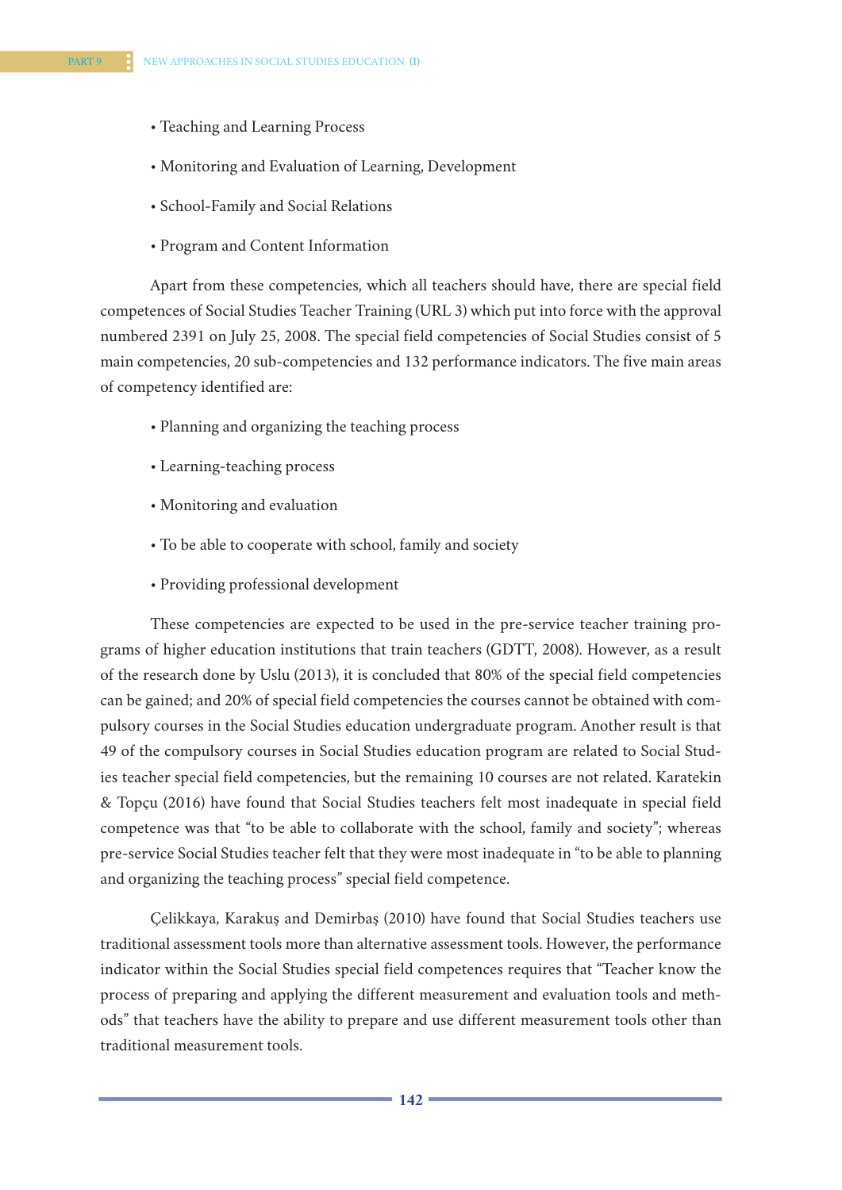- Teaching and Learning Process
- Monitoring and Evaluation of Learning, Development
- School-Family and Social Relations
- Program and Content Information

Apart from these competencies, which all teachers should have, there are special field competences of Social Studies Teacher Training (URL 3) which put into force with the approval numbered 2391 on July 25, 2008. The special field competencies of Social Studies consist of 5 main competencies, 20 sub-competencies and 132 performance indicators. The five main areas of competency identified are:

- Planning and organizing the teaching process
- Learning-teaching process
- Monitoring and evaluation
- To be able to cooperate with school, family and society
- Providing professional development

These competencies are expected to be used in the pre-service teacher training programs of higher education institutions that train teachers (GDTT, 2008). However, as a result of the research done by Uslu (2013), it is concluded that 80% of the special field competencies can be gained; and 20% of special field competencies the courses cannot be obtained with compulsory courses in the Social Studies education undergraduate program. Another result is that 49 of the compulsory courses in Social Studies education program are related to Social Studies teacher special field competencies, but the remaining 10 courses are not related. Karatekin & Topçu (2016) have found that Social Studies teachers felt most inadequate in special field competence was that "to be able to collaborate with the school, family and society"; whereas pre-service Social Studies teacher felt that they were most inadequate in "to be able to planning and organizing the teaching process" special field competence.

Çelikkaya, Karakuş and Demirbaş (2010) have found that Social Studies teachers use traditional assessment tools more than alternative assessment tools. However, the performance indicator within the Social Studies special field competences requires that "Teacher know the process of preparing and applying the different measurement and evaluation tools and methods" that teachers have the ability to prepare and use different measurement tools other than traditional measurement tools.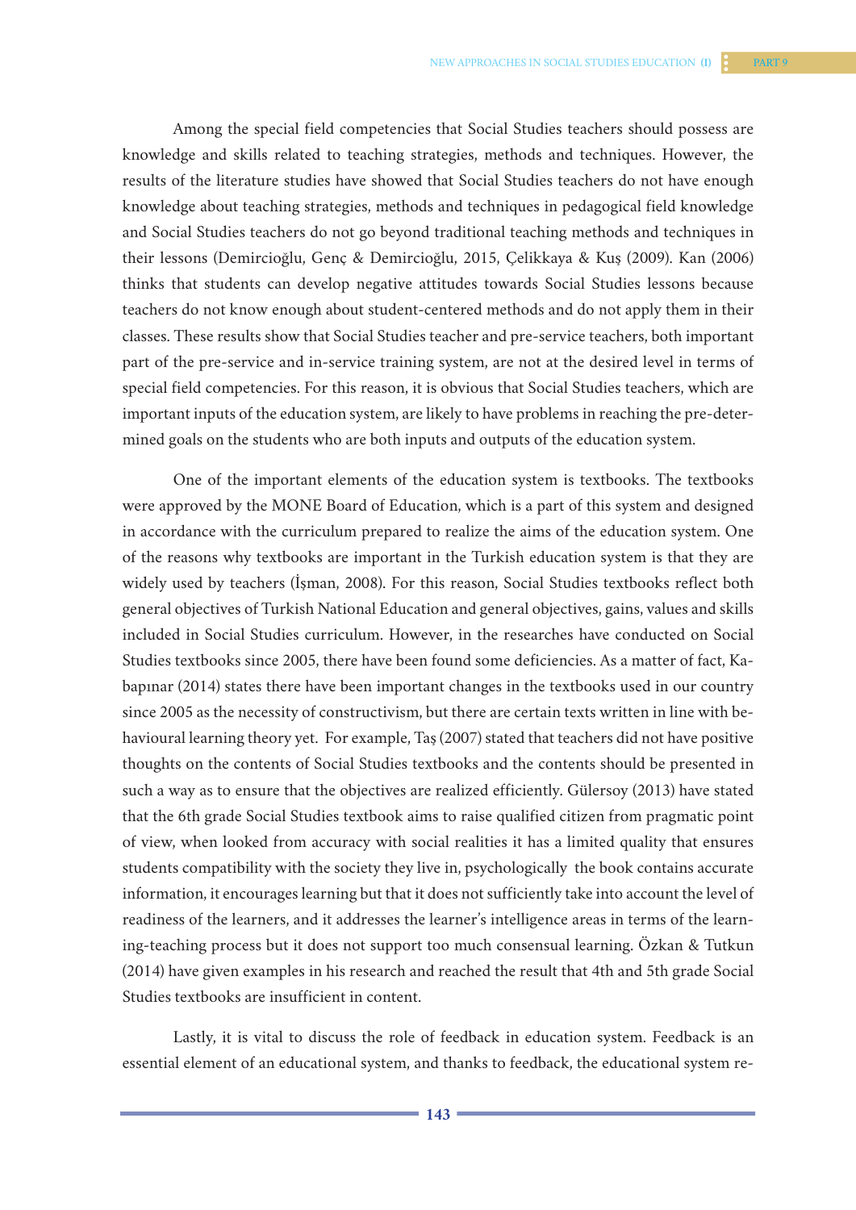Among the special field competencies that Social Studies teachers should possess are knowledge and skills related to teaching strategies, methods and techniques. However, the results of the literature studies have showed that Social Studies teachers do not have enough knowledge about teaching strategies, methods and techniques in pedagogical field knowledge and Social Studies teachers do not go beyond traditional teaching methods and techniques in their lessons (Demircioğlu, Genç & Demircioğlu, 2015, Çelikkaya & Kuş (2009). Kan (2006) thinks that students can develop negative attitudes towards Social Studies lessons because teachers do not know enough about student-centered methods and do not apply them in their classes. These results show that Social Studies teacher and pre-service teachers, both important part of the pre-service and in-service training system, are not at the desired level in terms of special field competencies. For this reason, it is obvious that Social Studies teachers, which are important inputs of the education system, are likely to have problems in reaching the pre-determined goals on the students who are both inputs and outputs of the education system.

One of the important elements of the education system is textbooks. The textbooks were approved by the MONE Board of Education, which is a part of this system and designed in accordance with the curriculum prepared to realize the aims of the education system. One of the reasons why textbooks are important in the Turkish education system is that they are widely used by teachers (İşman, 2008). For this reason, Social Studies textbooks reflect both general objectives of Turkish National Education and general objectives, gains, values and skills included in Social Studies curriculum. However, in the researches have conducted on Social Studies textbooks since 2005, there have been found some deficiencies. As a matter of fact, Kabapınar (2014) states there have been important changes in the textbooks used in our country since 2005 as the necessity of constructivism, but there are certain texts written in line with behavioural learning theory yet. For example, Taş (2007) stated that teachers did not have positive thoughts on the contents of Social Studies textbooks and the contents should be presented in such a way as to ensure that the objectives are realized efficiently. Gülersoy (2013) have stated that the 6th grade Social Studies textbook aims to raise qualified citizen from pragmatic point of view, when looked from accuracy with social realities it has a limited quality that ensures students compatibility with the society they live in, psychologically the book contains accurate information, it encourages learning but that it does not sufficiently take into account the level of readiness of the learners, and it addresses the learner's intelligence areas in terms of the learning-teaching process but it does not support too much consensual learning. Özkan & Tutkun (2014) have given examples in his research and reached the result that 4th and 5th grade Social Studies textbooks are insufficient in content.

Lastly, it is vital to discuss the role of feedback in education system. Feedback is an essential element of an educational system, and thanks to feedback, the educational system re-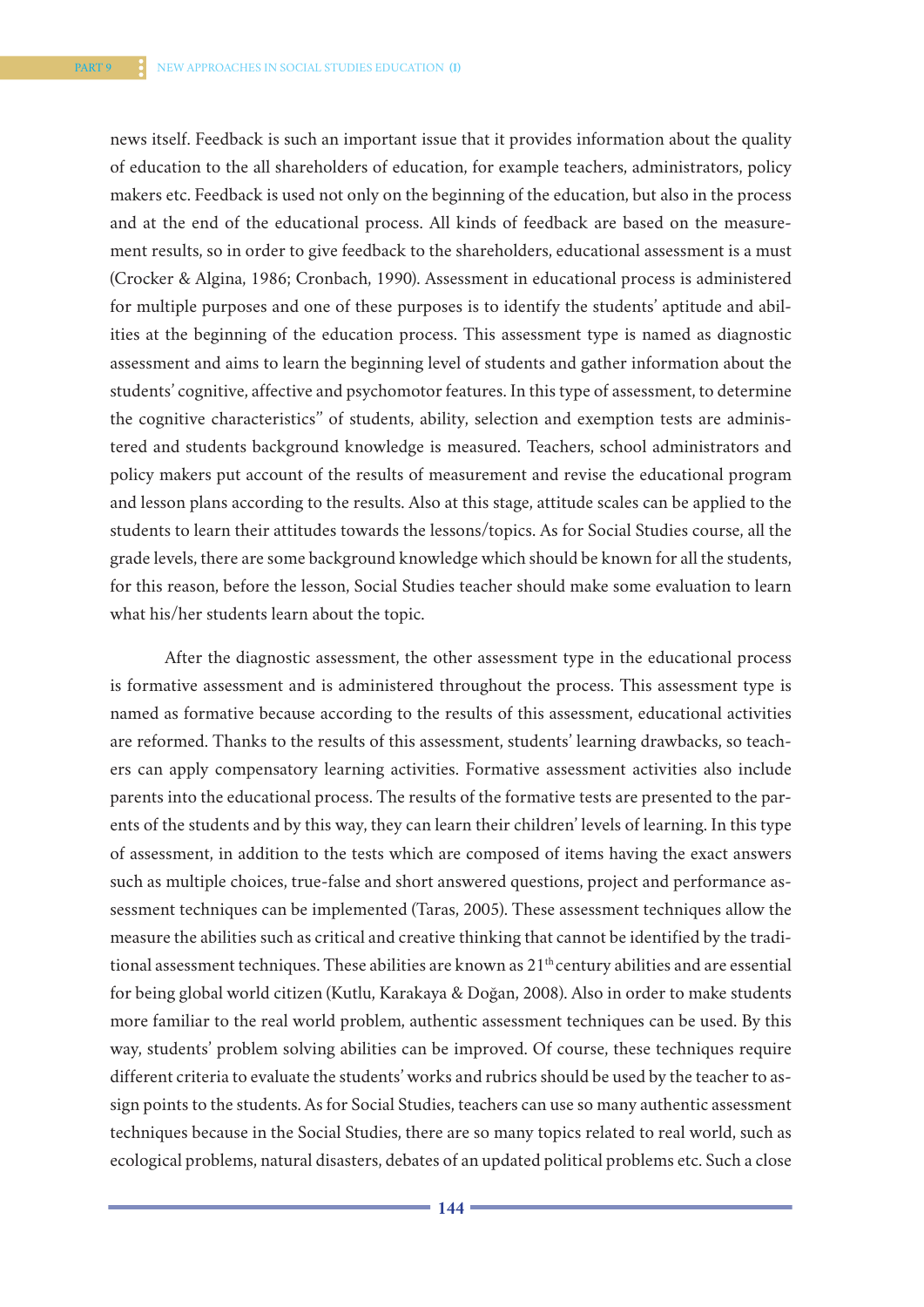news itself. Feedback is such an important issue that it provides information about the quality of education to the all shareholders of education, for example teachers, administrators, policy makers etc. Feedback is used not only on the beginning of the education, but also in the process and at the end of the educational process. All kinds of feedback are based on the measurement results, so in order to give feedback to the shareholders, educational assessment is a must (Crocker & Algina, 1986; Cronbach, 1990). Assessment in educational process is administered for multiple purposes and one of these purposes is to identify the students' aptitude and abilities at the beginning of the education process. This assessment type is named as diagnostic assessment and aims to learn the beginning level of students and gather information about the students' cognitive, affective and psychomotor features. In this type of assessment, to determine the cognitive characteristics" of students, ability, selection and exemption tests are administered and students background knowledge is measured. Teachers, school administrators and policy makers put account of the results of measurement and revise the educational program and lesson plans according to the results. Also at this stage, attitude scales can be applied to the students to learn their attitudes towards the lessons/topics. As for Social Studies course, all the grade levels, there are some background knowledge which should be known for all the students, for this reason, before the lesson, Social Studies teacher should make some evaluation to learn what his/her students learn about the topic.

After the diagnostic assessment, the other assessment type in the educational process is formative assessment and is administered throughout the process. This assessment type is named as formative because according to the results of this assessment, educational activities are reformed. Thanks to the results of this assessment, students' learning drawbacks, so teachers can apply compensatory learning activities. Formative assessment activities also include parents into the educational process. The results of the formative tests are presented to the parents of the students and by this way, they can learn their children' levels of learning. In this type of assessment, in addition to the tests which are composed of items having the exact answers such as multiple choices, true-false and short answered questions, project and performance assessment techniques can be implemented (Taras, 2005). These assessment techniques allow the measure the abilities such as critical and creative thinking that cannot be identified by the traditional assessment techniques. These abilities are known as 21th century abilities and are essential for being global world citizen (Kutlu, Karakaya & Doğan, 2008). Also in order to make students more familiar to the real world problem, authentic assessment techniques can be used. By this way, students' problem solving abilities can be improved. Of course, these techniques require different criteria to evaluate the students' works and rubrics should be used by the teacher to assign points to the students. As for Social Studies, teachers can use so many authentic assessment techniques because in the Social Studies, there are so many topics related to real world, such as ecological problems, natural disasters, debates of an updated political problems etc. Such a close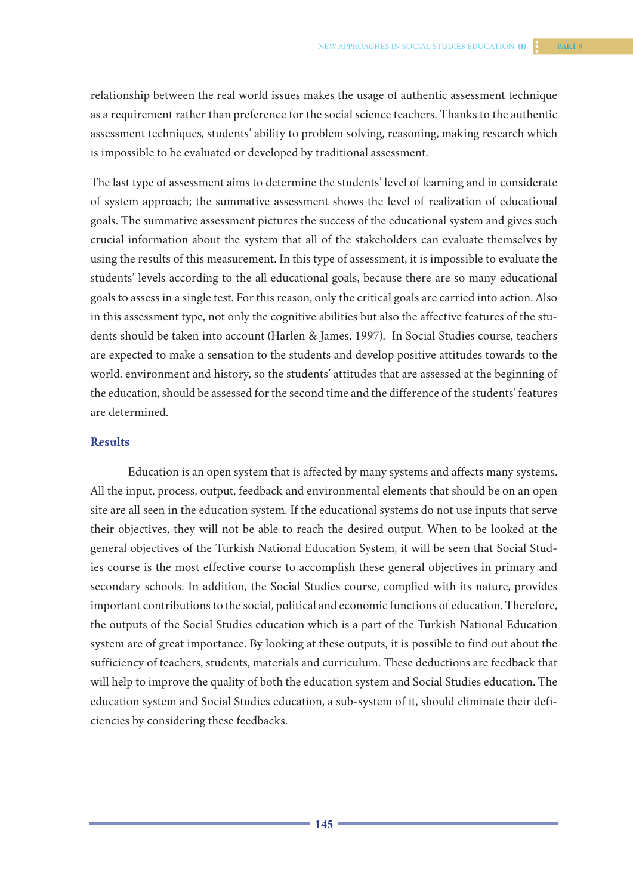relationship between the real world issues makes the usage of authentic assessment technique as a requirement rather than preference for the social science teachers. Thanks to the authentic assessment techniques, students' ability to problem solving, reasoning, making research which is impossible to be evaluated or developed by traditional assessment.

The last type of assessment aims to determine the students' level of learning and in considerate of system approach; the summative assessment shows the level of realization of educational goals. The summative assessment pictures the success of the educational system and gives such crucial information about the system that all of the stakeholders can evaluate themselves by using the results of this measurement. In this type of assessment, it is impossible to evaluate the students' levels according to the all educational goals, because there are so many educational goals to assess in a single test. For this reason, only the critical goals are carried into action. Also in this assessment type, not only the cognitive abilities but also the affective features of the students should be taken into account (Harlen & James, 1997). In Social Studies course, teachers are expected to make a sensation to the students and develop positive attitudes towards to the world, environment and history, so the students' attitudes that are assessed at the beginning of the education, should be assessed for the second time and the difference of the students' features are determined.

## Results

Education is an open system that is affected by many systems and affects many systems. All the input, process, output, feedback and environmental elements that should be on an open site are all seen in the education system. If the educational systems do not use inputs that serve their objectives, they will not be able to reach the desired output. When to be looked at the general objectives of the Turkish National Education System, it will be seen that Social Studies course is the most effective course to accomplish these general objectives in primary and secondary schools. In addition, the Social Studies course, complied with its nature, provides important contributions to the social, political and economic functions of education. Therefore, the outputs of the Social Studies education which is a part of the Turkish National Education system are of great importance. By looking at these outputs, it is possible to find out about the sufficiency of teachers, students, materials and curriculum. These deductions are feedback that will help to improve the quality of both the education system and Social Studies education. The education system and Social Studies education, a sub-system of it, should eliminate their deficiencies by considering these feedbacks.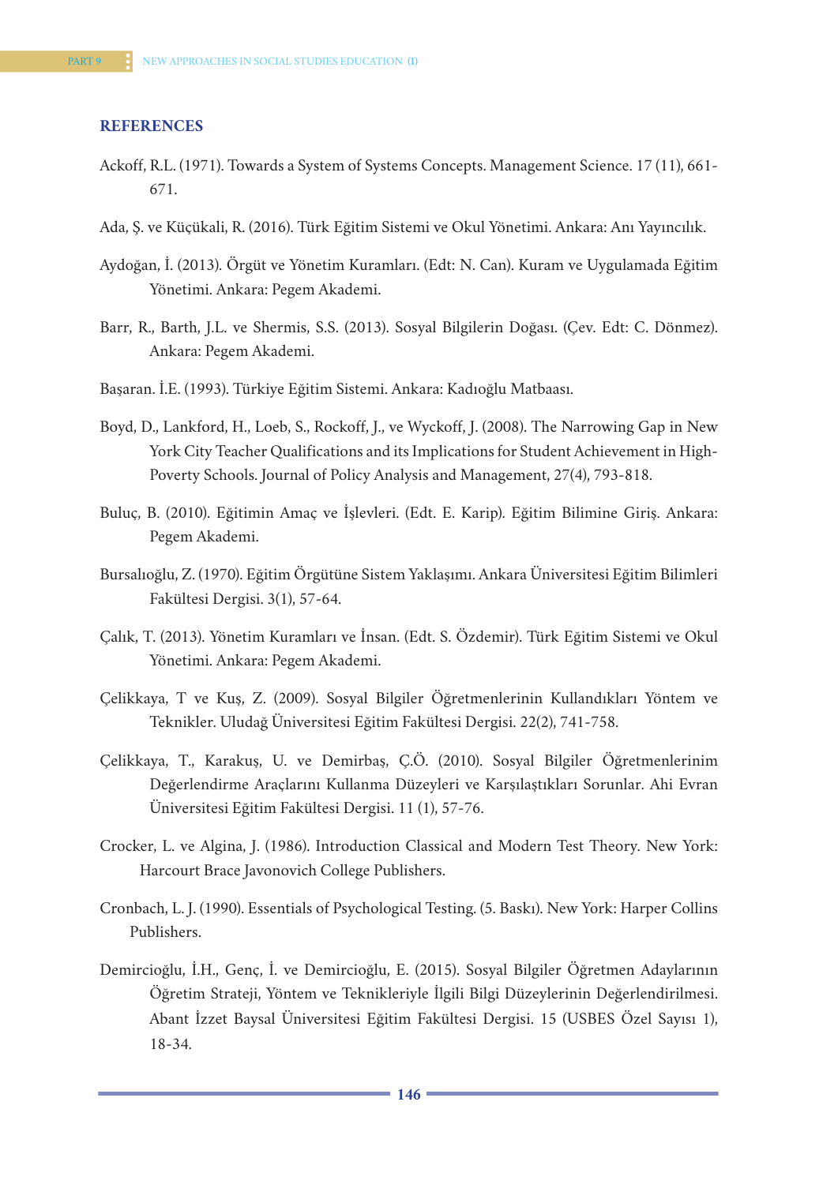## REFERENCES

Ackoff, R.L. (1971). Towards a System of Systems Concepts. Management Science. 17 (11), 661-671.

Ada, Ş. ve Küçükali, R. (2016). Türk Eğitim Sistemi ve Okul Yönetimi. Ankara: Anı Yayıncılık.

Aydoğan, İ. (2013). Örgüt ve Yönetim Kuramları. (Edt: N. Can). Kuram ve Uygulamada Eğitim Yönetimi. Ankara: Pegem Akademi.

Barr, R., Barth, J.L. ve Shermis, S.S. (2013). Sosyal Bilgilerin Doğası. (Çev. Edt: C. Dönmez). Ankara: Pegem Akademi.

Başaran. İ.E. (1993). Türkiye Eğitim Sistemi. Ankara: Kadıoğlu Matbaası.

Boyd, D., Lankford, H., Loeb, S., Rockoff, J., ve Wyckoff, J. (2008). The Narrowing Gap in New York City Teacher Qualifications and its Implications for Student Achievement in High-Poverty Schools. Journal of Policy Analysis and Management, 27(4), 793-818.

Buluç, B. (2010). Eğitimin Amaç ve İşlevleri. (Edt. E. Karip). Eğitim Bilimine Giriş. Ankara: Pegem Akademi.

Bursalıoğlu, Z. (1970). Eğitim Örgütüne Sistem Yaklaşımı. Ankara Üniversitesi Eğitim Bilimleri Fakültesi Dergisi. 3(1), 57-64.

Çalık, T. (2013). Yönetim Kuramları ve İnsan. (Edt. S. Özdemir). Türk Eğitim Sistemi ve Okul Yönetimi. Ankara: Pegem Akademi.

Çelikkaya, T ve Kuş, Z. (2009). Sosyal Bilgiler Öğretmenlerinin Kullandıkları Yöntem ve Teknikler. Uludağ Üniversitesi Eğitim Fakültesi Dergisi. 22(2), 741-758.

Çelikkaya, T., Karakuş, U. ve Demirbaş, Ç.Ö. (2010). Sosyal Bilgiler Öğretmenlerinim Değerlendirme Araçlarını Kullanma Düzeyleri ve Karşılaştıkları Sorunlar. Ahi Evran Üniversitesi Eğitim Fakültesi Dergisi. 11 (1), 57-76.

Crocker, L. ve Algina, J. (1986). Introduction Classical and Modern Test Theory. New York: Harcourt Brace Javonovich College Publishers.

Cronbach, L. J. (1990). Essentials of Psychological Testing. (5. Baskı). New York: Harper Collins Publishers.

Demircioğlu, İ.H., Genç, İ. ve Demircioğlu, E. (2015). Sosyal Bilgiler Öğretmen Adaylarının Öğretim Strateji, Yöntem ve Teknikleriyle İlgili Bilgi Düzeylerinin Değerlendirilmesi. Abant İzzet Baysal Üniversitesi Eğitim Fakültesi Dergisi. 15 (USBES Özel Sayısı 1), 18-34.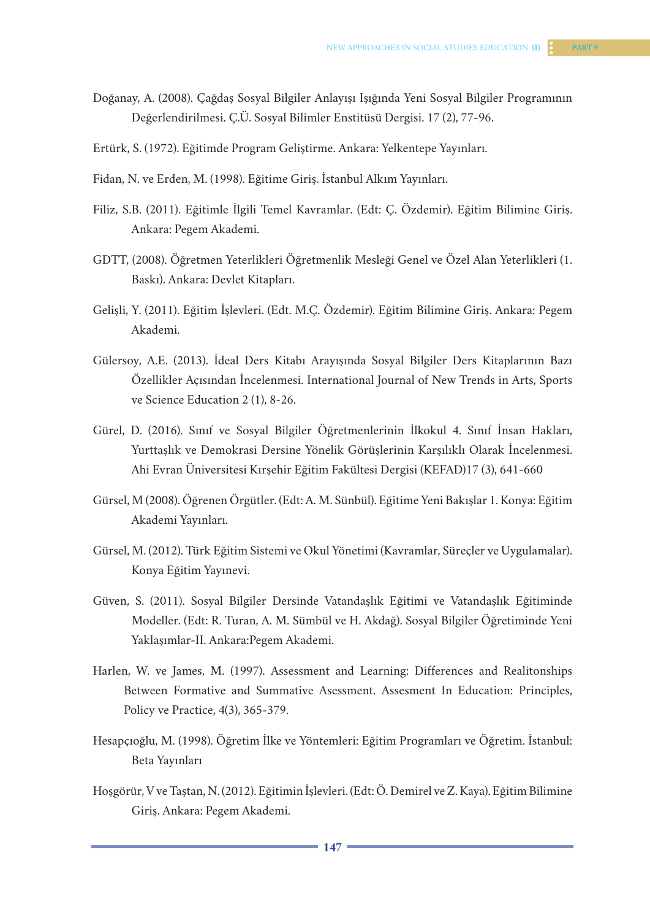Doğanay, A. (2008). Çağdaş Sosyal Bilgiler Anlayışı Işığında Yeni Sosyal Bilgiler Programının Değerlendirilmesi. Ç.Ü. Sosyal Bilimler Enstitüsü Dergisi. 17 (2), 77-96.

Ertürk, S. (1972). Eğitimde Program Geliştirme. Ankara: Yelkentepe Yayınları.

Fidan, N. ve Erden, M. (1998). Eğitime Giriş. İstanbul Alkım Yayınları.

Filiz, S.B. (2011). Eğitimle İlgili Temel Kavramlar. (Edt: Ç. Özdemir). Eğitim Bilimine Giriş. Ankara: Pegem Akademi.

GDTT, (2008). Öğretmen Yeterlikleri Öğretmenlik Mesleği Genel ve Özel Alan Yeterlikleri (1. Baskı). Ankara: Devlet Kitapları.

Gelişli, Y. (2011). Eğitim İşlevleri. (Edt. M.Ç. Özdemir). Eğitim Bilimine Giriş. Ankara: Pegem Akademi.

Gülersoy, A.E. (2013). İdeal Ders Kitabı Arayışında Sosyal Bilgiler Ders Kitaplarının Bazı Özellikler Açısından İncelenmesi. International Journal of New Trends in Arts, Sports ve Science Education 2 (1), 8-26.

Gürel, D. (2016). Sınıf ve Sosyal Bilgiler Öğretmenlerinin İlkokul 4. Sınıf İnsan Hakları, Yurttaşlık ve Demokrasi Dersine Yönelik Görüşlerinin Karşılıklı Olarak İncelenmesi. Ahi Evran Üniversitesi Kırşehir Eğitim Fakültesi Dergisi (KEFAD)17 (3), 641-660

Gürsel, M (2008). Öğrenen Örgütler. (Edt: A. M. Sünbül). Eğitime Yeni Bakışlar 1. Konya: Eğitim Akademi Yayınları.

Gürsel, M. (2012). Türk Eğitim Sistemi ve Okul Yönetimi (Kavramlar, Süreçler ve Uygulamalar). Konya Eğitim Yayınevi.

Güven, S. (2011). Sosyal Bilgiler Dersinde Vatandaşlık Eğitimi ve Vatandaşlık Eğitiminde Modeller. (Edt: R. Turan, A. M. Sümbül ve H. Akdağ). Sosyal Bilgiler Öğretiminde Yeni Yaklaşımlar-II. Ankara:Pegem Akademi.

Harlen, W. ve James, M. (1997). Assessment and Learning: Differences and Realitonships Between Formative and Summative Asessment. Assesment In Education: Principles, Policy ve Practice, 4(3), 365-379.

Hesapçıoğlu, M. (1998). Öğretim İlke ve Yöntemleri: Eğitim Programları ve Öğretim. İstanbul: Beta Yayınları

Hoşgörür, V ve Taştan, N. (2012). Eğitimin İşlevleri. (Edt: Ö. Demirel ve Z. Kaya). Eğitim Bilimine Giriş. Ankara: Pegem Akademi.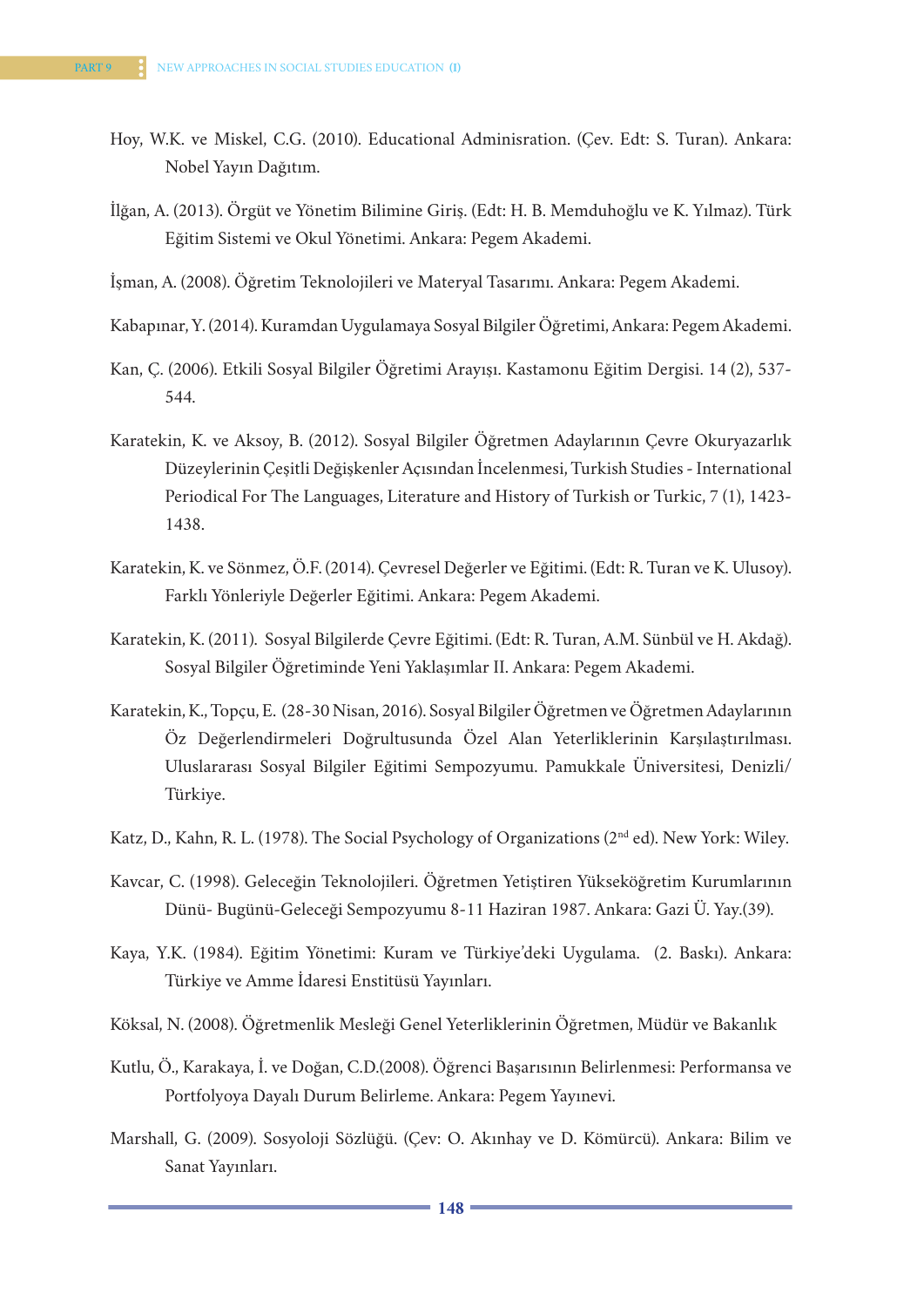Hoy, W.K. ve Miskel, C.G. (2010). Educational Adminisration. (Çev. Edt: S. Turan). Ankara: Nobel Yayın Dağıtım.

İlğan, A. (2013). Örgüt ve Yönetim Bilimine Giriş. (Edt: H. B. Memduhoğlu ve K. Yılmaz). Türk Eğitim Sistemi ve Okul Yönetimi. Ankara: Pegem Akademi.

İşman, A. (2008). Öğretim Teknolojileri ve Materyal Tasarımı. Ankara: Pegem Akademi.

Kabapınar, Y. (2014). Kuramdan Uygulamaya Sosyal Bilgiler Öğretimi, Ankara: Pegem Akademi.

Kan, Ç. (2006). Etkili Sosyal Bilgiler Öğretimi Arayışı. Kastamonu Eğitim Dergisi. 14 (2), 537-544.

Karatekin, K. ve Aksoy, B. (2012). Sosyal Bilgiler Öğretmen Adaylarının Çevre Okuryazarlık Düzeylerinin Çeşitli Değişkenler Açısından İncelenmesi, Turkish Studies - International Periodical For The Languages, Literature and History of Turkish or Turkic, 7 (1), 1423-1438.

Karatekin, K. ve Sönmez, Ö.F. (2014). Çevresel Değerler ve Eğitimi. (Edt: R. Turan ve K. Ulusoy). Farklı Yönleriyle Değerler Eğitimi. Ankara: Pegem Akademi.

Karatekin, K. (2011). Sosyal Bilgilerde Çevre Eğitimi. (Edt: R. Turan, A.M. Sünbül ve H. Akdağ). Sosyal Bilgiler Öğretiminde Yeni Yaklaşımlar II. Ankara: Pegem Akademi.

Karatekin, K., Topçu, E. (28-30 Nisan, 2016). Sosyal Bilgiler Öğretmen ve Öğretmen Adaylarının Öz Değerlendirmeleri Doğrultusunda Özel Alan Yeterliklerinin Karşılaştırılması. Uluslararası Sosyal Bilgiler Eğitimi Sempozyumu. Pamukkale Üniversitesi, Denizli/Türkiye.

Katz, D., Kahn, R. L. (1978). The Social Psychology of Organizations (2nd ed). New York: Wiley.

Kavcar, C. (1998). Geleceğin Teknolojileri. Öğretmen Yetiştiren Yükseköğretim Kurumlarının Dünü- Bugünü-Geleceği Sempozyumu 8-11 Haziran 1987. Ankara: Gazi Ü. Yay.(39).

Kaya, Y.K. (1984). Eğitim Yönetimi: Kuram ve Türkiye'deki Uygulama. (2. Baskı). Ankara: Türkiye ve Amme İdaresi Enstitüsü Yayınları.

Köksal, N. (2008). Öğretmenlik Mesleği Genel Yeterliklerinin Öğretmen, Müdür ve Bakanlık

Kutlu, Ö., Karakaya, İ. ve Doğan, C.D.(2008). Öğrenci Başarısının Belirlenmesi: Performansa ve Portfolyoya Dayalı Durum Belirleme. Ankara: Pegem Yayınevi.

Marshall, G. (2009). Sosyoloji Sözlüğü. (Çev: O. Akınhay ve D. Kömürcü). Ankara: Bilim ve Sanat Yayınları.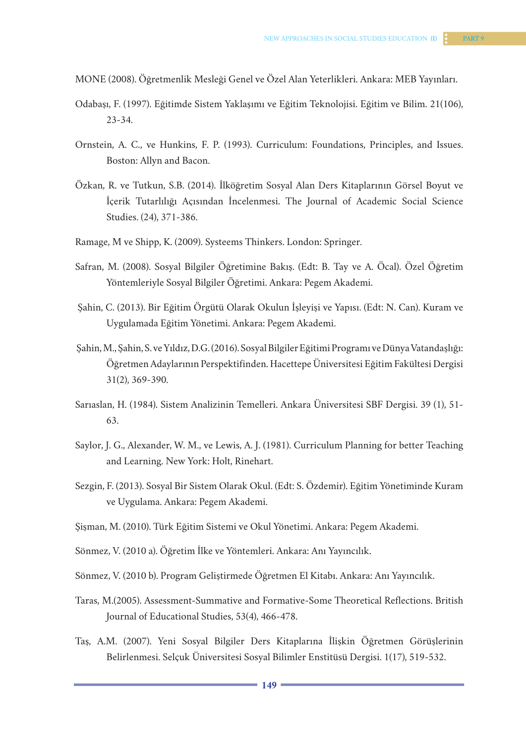MONE (2008). Öğretmenlik Mesleği Genel ve Özel Alan Yeterlikleri. Ankara: MEB Yayınları.

Odabaşı, F. (1997). Eğitimde Sistem Yaklaşımı ve Eğitim Teknolojisi. Eğitim ve Bilim. 21(106), 23-34.

Ornstein, A. C., ve Hunkins, F. P. (1993). Curriculum: Foundations, Principles, and Issues. Boston: Allyn and Bacon.

Özkan, R. ve Tutkun, S.B. (2014). İlköğretim Sosyal Alan Ders Kitaplarının Görsel Boyut ve İçerik Tutarlılığı Açısından İncelenmesi. The Journal of Academic Social Science Studies. (24), 371-386.

Ramage, M ve Shipp, K. (2009). Systeems Thinkers. London: Springer.

Safran, M. (2008). Sosyal Bilgiler Öğretimine Bakış. (Edt: B. Tay ve A. Öcal). Özel Öğretim Yöntemleriyle Sosyal Bilgiler Öğretimi. Ankara: Pegem Akademi.

Şahin, C. (2013). Bir Eğitim Örgütü Olarak Okulun İşleyişi ve Yapısı. (Edt: N. Can). Kuram ve Uygulamada Eğitim Yönetimi. Ankara: Pegem Akademi.

Şahin, M., Şahin, S. ve Yıldız, D.G. (2016). Sosyal Bilgiler Eğitimi Programı ve Dünya Vatandaşlığı: Öğretmen Adaylarının Perspektifinden. Hacettepe Üniversitesi Eğitim Fakültesi Dergisi 31(2), 369-390.

Sarıaslan, H. (1984). Sistem Analizinin Temelleri. Ankara Üniversitesi SBF Dergisi. 39 (1), 51-63.

Saylor, J. G., Alexander, W. M., ve Lewis, A. J. (1981). Curriculum Planning for better Teaching and Learning. New York: Holt, Rinehart.

Sezgin, F. (2013). Sosyal Bir Sistem Olarak Okul. (Edt: S. Özdemir). Eğitim Yönetiminde Kuram ve Uygulama. Ankara: Pegem Akademi.

Şişman, M. (2010). Türk Eğitim Sistemi ve Okul Yönetimi. Ankara: Pegem Akademi.

Sönmez, V. (2010 a). Öğretim İlke ve Yöntemleri. Ankara: Anı Yayıncılık.

Sönmez, V. (2010 b). Program Geliştirmede Öğretmen El Kitabı. Ankara: Anı Yayıncılık.

Taras, M.(2005). Assessment-Summative and Formative-Some Theoretical Reflections. British Journal of Educational Studies, 53(4), 466-478.

Taş, A.M. (2007). Yeni Sosyal Bilgiler Ders Kitaplarına İlişkin Öğretmen Görüşlerinin Belirlenmesi. Selçuk Üniversitesi Sosyal Bilimler Enstitüsü Dergisi. 1(17), 519-532.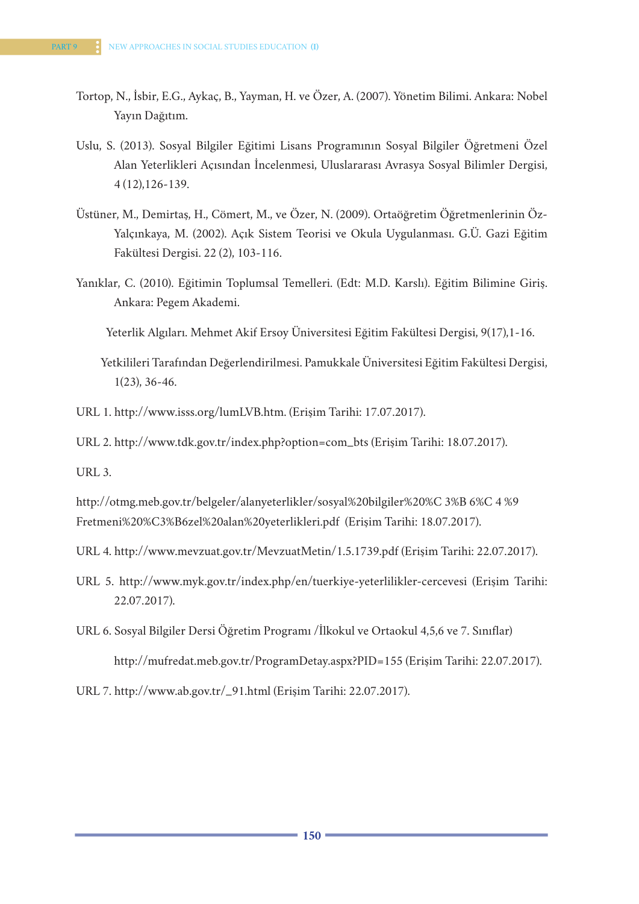Tortop, N., İsbir, E.G., Aykaç, B., Yayman, H. ve Özer, A. (2007). Yönetim Bilimi. Ankara: Nobel Yayın Dağıtım.

Uslu, S. (2013). Sosyal Bilgiler Eğitimi Lisans Programının Sosyal Bilgiler Öğretmeni Özel Alan Yeterlikleri Açısından İncelenmesi, Uluslararası Avrasya Sosyal Bilimler Dergisi, 4 (12),126-139.

Üstüner, M., Demirtaş, H., Cömert, M., ve Özer, N. (2009). Ortaöğretim Öğretmenlerinin Öz-Yalçınkaya, M. (2002). Açık Sistem Teorisi ve Okula Uygulanması. G.Ü. Gazi Eğitim Fakültesi Dergisi. 22 (2), 103-116.

Yanıklar, C. (2010). Eğitimin Toplumsal Temelleri. (Edt: M.D. Karslı). Eğitim Bilimine Giriş. Ankara: Pegem Akademi.

Yeterlik Algıları. Mehmet Akif Ersoy Üniversitesi Eğitim Fakültesi Dergisi, 9(17),1-16.

Yetkilileri Tarafından Değerlendirilmesi. Pamukkale Üniversitesi Eğitim Fakültesi Dergisi, 1(23), 36-46.

URL 1. http://www.isss.org/lumLVB.htm. (Erişim Tarihi: 17.07.2017).

URL 2. http://www.tdk.gov.tr/index.php?option=com_bts (Erişim Tarihi: 18.07.2017).

URL 3.

http://otmg.meb.gov.tr/belgeler/alanyeterlikler/sosyal%20bilgiler%20%C 3%B 6%C 4 %9 Fretmeni%20%C3%B6zel%20alan%20yeterlikleri.pdf (Erişim Tarihi: 18.07.2017).

URL 4. http://www.mevzuat.gov.tr/MevzuatMetin/1.5.1739.pdf (Erişim Tarihi: 22.07.2017).

URL 5. http://www.myk.gov.tr/index.php/en/tuerkiye-yeterlilikler-cercevesi (Erişim Tarihi: 22.07.2017).

URL 6. Sosyal Bilgiler Dersi Öğretim Programı /İlkokul ve Ortaokul 4,5,6 ve 7. Sınıflar)

http://mufredat.meb.gov.tr/ProgramDetay.aspx?PID=155 (Erişim Tarihi: 22.07.2017).

URL 7. http://www.ab.gov.tr/_91.html (Erişim Tarihi: 22.07.2017).